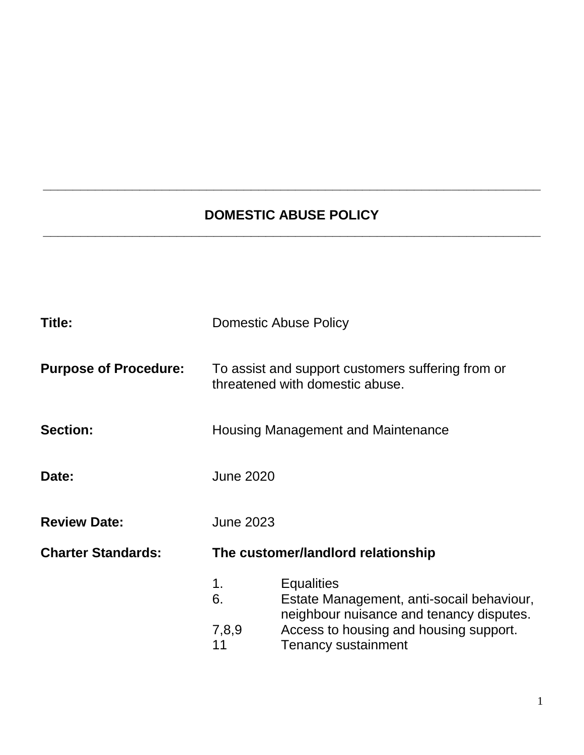# DOMESTIC ABUSE POLICY

| | |
|---|---|
| **Title:** | Domestic Abuse Policy |
| **Purpose of Procedure:** | To assist and support customers suffering from or threatened with domestic abuse. |
| **Section:** | Housing Management and Maintenance |
| **Date:** | June 2020 |
| **Review Date:** | June 2023 |
| **Charter Standards:** | **The customer/landlord relationship** |

| | |
|---|---|
| 1. | Equalities |
| 6. | Estate Management, anti-socail behaviour, neighbour nuisance and tenancy disputes. |
| 7,8,9 | Access to housing and housing support. |
| 11 | Tenancy sustainment |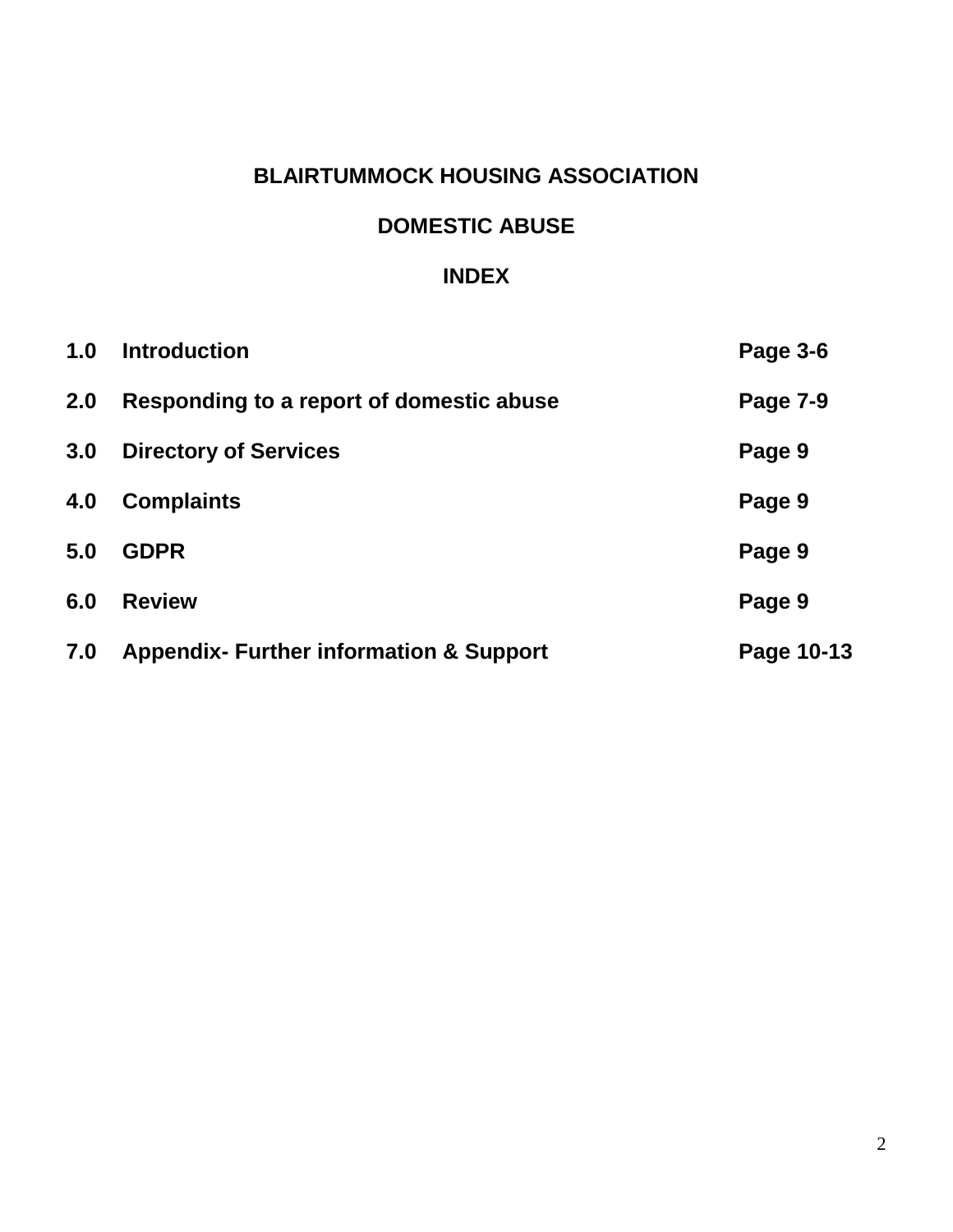# BLAIRTUMMOCK HOUSING ASSOCIATION

## DOMESTIC ABUSE

## INDEX

| | | |
|---|---|---|
| **1.0** | **Introduction** | **Page 3-6** |
| **2.0** | **Responding to a report of domestic abuse** | **Page 7-9** |
| **3.0** | **Directory of Services** | **Page 9** |
| **4.0** | **Complaints** | **Page 9** |
| **5.0** | **GDPR** | **Page 9** |
| **6.0** | **Review** | **Page 9** |
| **7.0** | **Appendix- Further information & Support** | **Page 10-13** |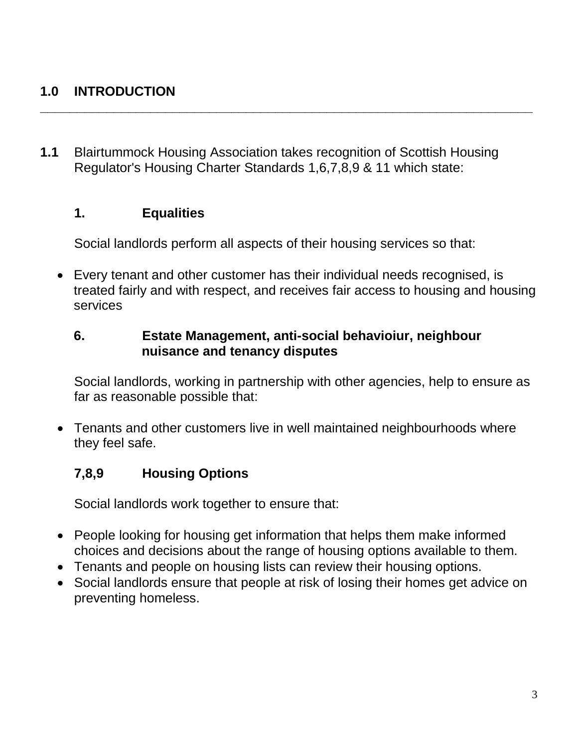## 1.0 INTRODUCTION

**1.1** Blairtummock Housing Association takes recognition of Scottish Housing Regulator's Housing Charter Standards 1,6,7,8,9 & 11 which state:

### 1. Equalities

Social landlords perform all aspects of their housing services so that:

- Every tenant and other customer has their individual needs recognised, is treated fairly and with respect, and receives fair access to housing and housing services

### 6. Estate Management, anti-social behavioiur, neighbour nuisance and tenancy disputes

Social landlords, working in partnership with other agencies, help to ensure as far as reasonable possible that:

- Tenants and other customers live in well maintained neighbourhoods where they feel safe.

### 7,8,9 Housing Options

Social landlords work together to ensure that:

- People looking for housing get information that helps them make informed choices and decisions about the range of housing options available to them.
- Tenants and people on housing lists can review their housing options.
- Social landlords ensure that people at risk of losing their homes get advice on preventing homeless.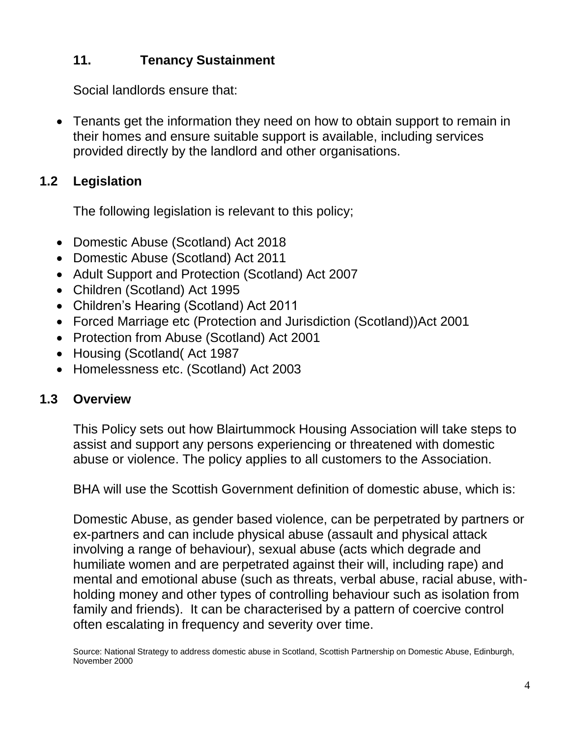## 11. Tenancy Sustainment

Social landlords ensure that:

- Tenants get the information they need on how to obtain support to remain in their homes and ensure suitable support is available, including services provided directly by the landlord and other organisations.

## 1.2 Legislation

The following legislation is relevant to this policy;

- Domestic Abuse (Scotland) Act 2018
- Domestic Abuse (Scotland) Act 2011
- Adult Support and Protection (Scotland) Act 2007
- Children (Scotland) Act 1995
- Children's Hearing (Scotland) Act 2011
- Forced Marriage etc (Protection and Jurisdiction (Scotland))Act 2001
- Protection from Abuse (Scotland) Act 2001
- Housing (Scotland( Act 1987
- Homelessness etc. (Scotland) Act 2003

## 1.3 Overview

This Policy sets out how Blairtummock Housing Association will take steps to assist and support any persons experiencing or threatened with domestic abuse or violence. The policy applies to all customers to the Association.

BHA will use the Scottish Government definition of domestic abuse, which is:

Domestic Abuse, as gender based violence, can be perpetrated by partners or ex-partners and can include physical abuse (assault and physical attack involving a range of behaviour), sexual abuse (acts which degrade and humiliate women and are perpetrated against their will, including rape) and mental and emotional abuse (such as threats, verbal abuse, racial abuse, with-holding money and other types of controlling behaviour such as isolation from family and friends). It can be characterised by a pattern of coercive control often escalating in frequency and severity over time.

Source: National Strategy to address domestic abuse in Scotland, Scottish Partnership on Domestic Abuse, Edinburgh, November 2000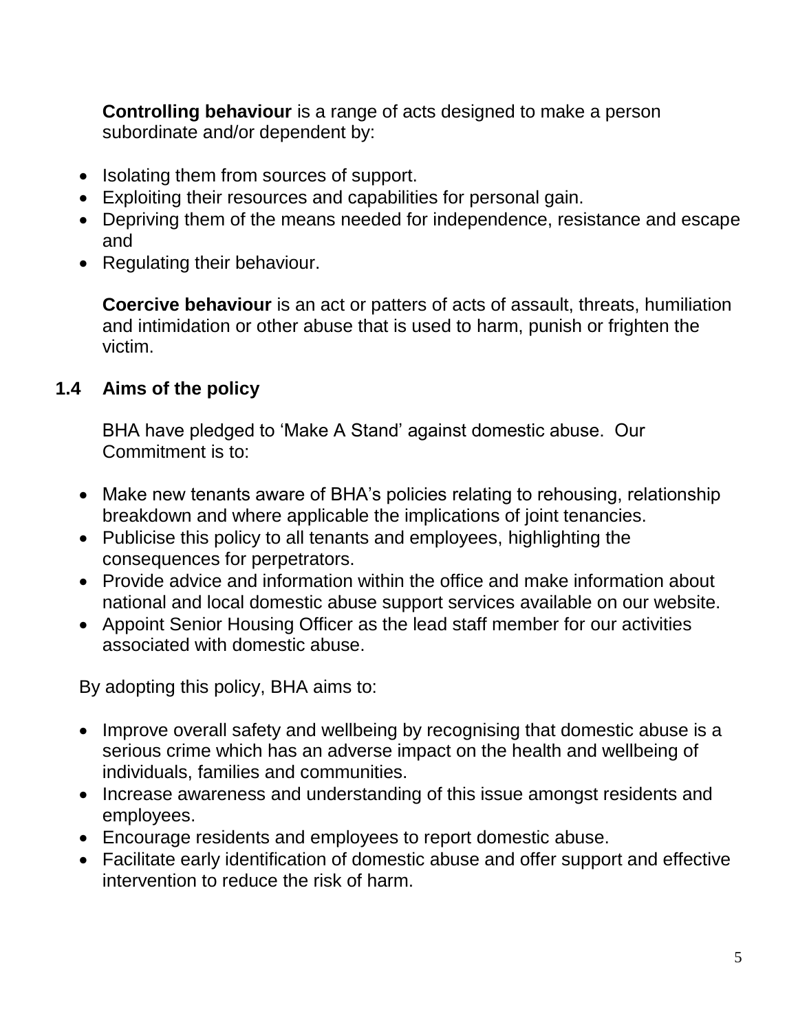**Controlling behaviour** is a range of acts designed to make a person subordinate and/or dependent by:

- Isolating them from sources of support.
- Exploiting their resources and capabilities for personal gain.
- Depriving them of the means needed for independence, resistance and escape and
- Regulating their behaviour.

**Coercive behaviour** is an act or patters of acts of assault, threats, humiliation and intimidation or other abuse that is used to harm, punish or frighten the victim.

### 1.4 Aims of the policy

BHA have pledged to 'Make A Stand' against domestic abuse. Our Commitment is to:

- Make new tenants aware of BHA's policies relating to rehousing, relationship breakdown and where applicable the implications of joint tenancies.
- Publicise this policy to all tenants and employees, highlighting the consequences for perpetrators.
- Provide advice and information within the office and make information about national and local domestic abuse support services available on our website.
- Appoint Senior Housing Officer as the lead staff member for our activities associated with domestic abuse.

By adopting this policy, BHA aims to:

- Improve overall safety and wellbeing by recognising that domestic abuse is a serious crime which has an adverse impact on the health and wellbeing of individuals, families and communities.
- Increase awareness and understanding of this issue amongst residents and employees.
- Encourage residents and employees to report domestic abuse.
- Facilitate early identification of domestic abuse and offer support and effective intervention to reduce the risk of harm.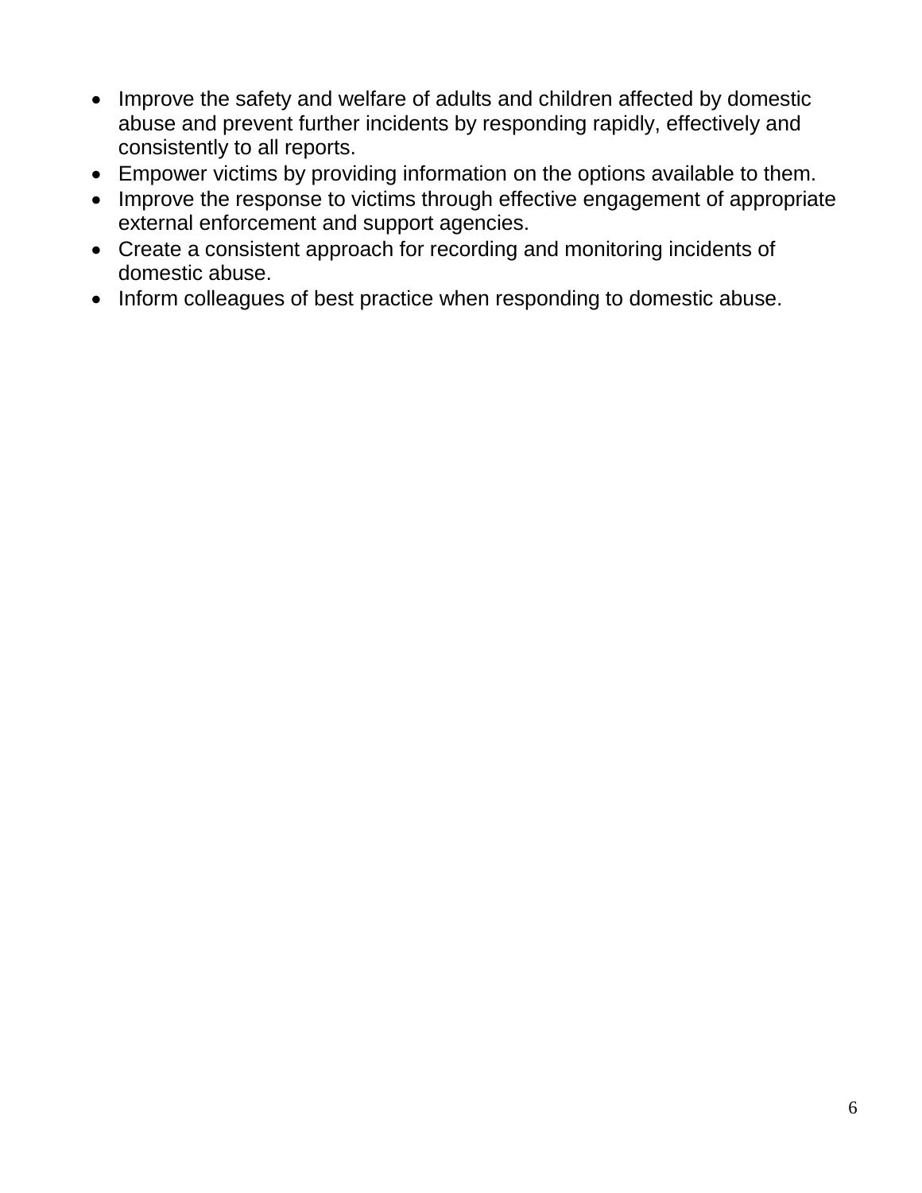- Improve the safety and welfare of adults and children affected by domestic abuse and prevent further incidents by responding rapidly, effectively and consistently to all reports.
- Empower victims by providing information on the options available to them.
- Improve the response to victims through effective engagement of appropriate external enforcement and support agencies.
- Create a consistent approach for recording and monitoring incidents of domestic abuse.
- Inform colleagues of best practice when responding to domestic abuse.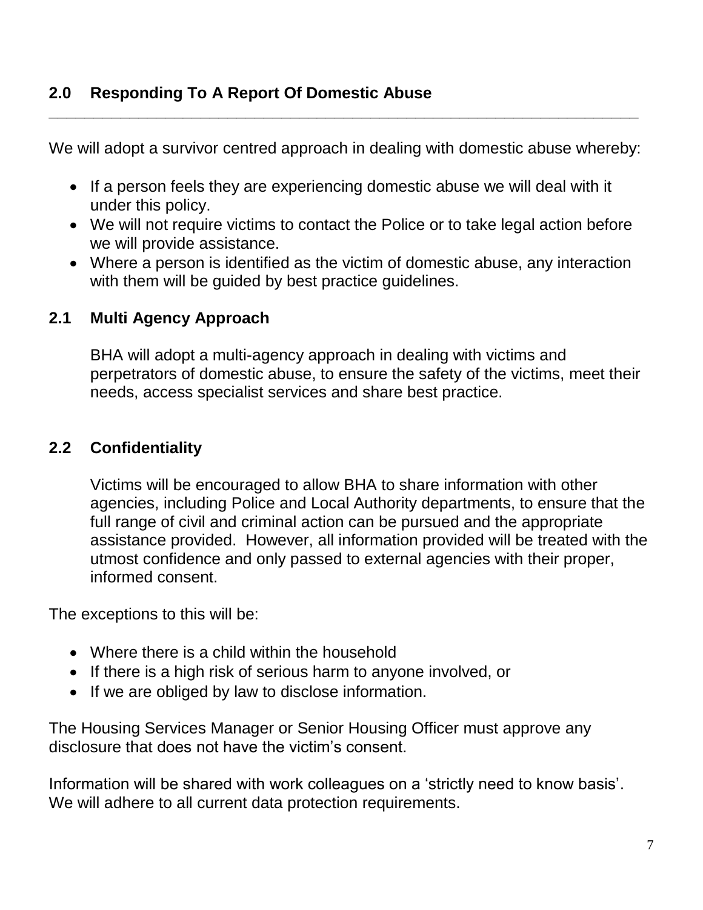## 2.0 Responding To A Report Of Domestic Abuse

We will adopt a survivor centred approach in dealing with domestic abuse whereby:

- If a person feels they are experiencing domestic abuse we will deal with it under this policy.
- We will not require victims to contact the Police or to take legal action before we will provide assistance.
- Where a person is identified as the victim of domestic abuse, any interaction with them will be guided by best practice guidelines.

### 2.1 Multi Agency Approach

BHA will adopt a multi-agency approach in dealing with victims and perpetrators of domestic abuse, to ensure the safety of the victims, meet their needs, access specialist services and share best practice.

### 2.2 Confidentiality

Victims will be encouraged to allow BHA to share information with other agencies, including Police and Local Authority departments, to ensure that the full range of civil and criminal action can be pursued and the appropriate assistance provided. However, all information provided will be treated with the utmost confidence and only passed to external agencies with their proper, informed consent.

The exceptions to this will be:

- Where there is a child within the household
- If there is a high risk of serious harm to anyone involved, or
- If we are obliged by law to disclose information.

The Housing Services Manager or Senior Housing Officer must approve any disclosure that does not have the victim's consent.

Information will be shared with work colleagues on a 'strictly need to know basis'. We will adhere to all current data protection requirements.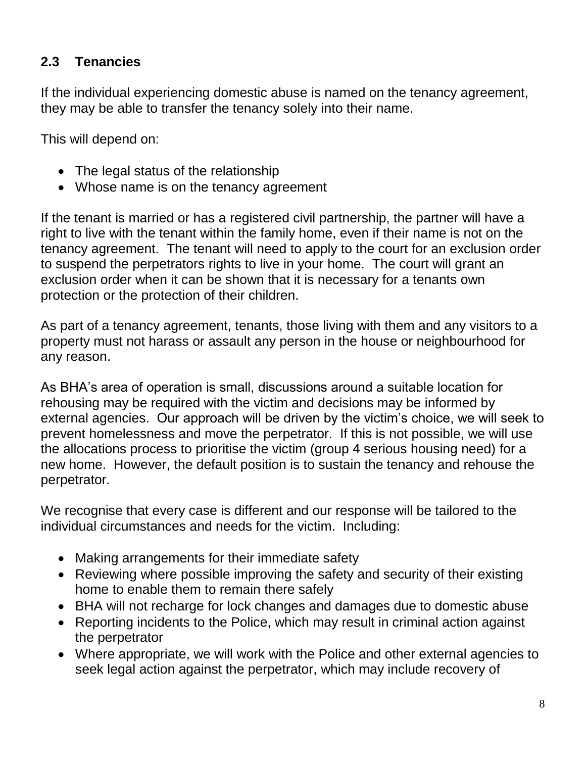### 2.3 Tenancies

If the individual experiencing domestic abuse is named on the tenancy agreement, they may be able to transfer the tenancy solely into their name.

This will depend on:

- The legal status of the relationship
- Whose name is on the tenancy agreement

If the tenant is married or has a registered civil partnership, the partner will have a right to live with the tenant within the family home, even if their name is not on the tenancy agreement. The tenant will need to apply to the court for an exclusion order to suspend the perpetrators rights to live in your home. The court will grant an exclusion order when it can be shown that it is necessary for a tenants own protection or the protection of their children.

As part of a tenancy agreement, tenants, those living with them and any visitors to a property must not harass or assault any person in the house or neighbourhood for any reason.

As BHA's area of operation is small, discussions around a suitable location for rehousing may be required with the victim and decisions may be informed by external agencies. Our approach will be driven by the victim's choice, we will seek to prevent homelessness and move the perpetrator. If this is not possible, we will use the allocations process to prioritise the victim (group 4 serious housing need) for a new home. However, the default position is to sustain the tenancy and rehouse the perpetrator.

We recognise that every case is different and our response will be tailored to the individual circumstances and needs for the victim. Including:

- Making arrangements for their immediate safety
- Reviewing where possible improving the safety and security of their existing home to enable them to remain there safely
- BHA will not recharge for lock changes and damages due to domestic abuse
- Reporting incidents to the Police, which may result in criminal action against the perpetrator
- Where appropriate, we will work with the Police and other external agencies to seek legal action against the perpetrator, which may include recovery of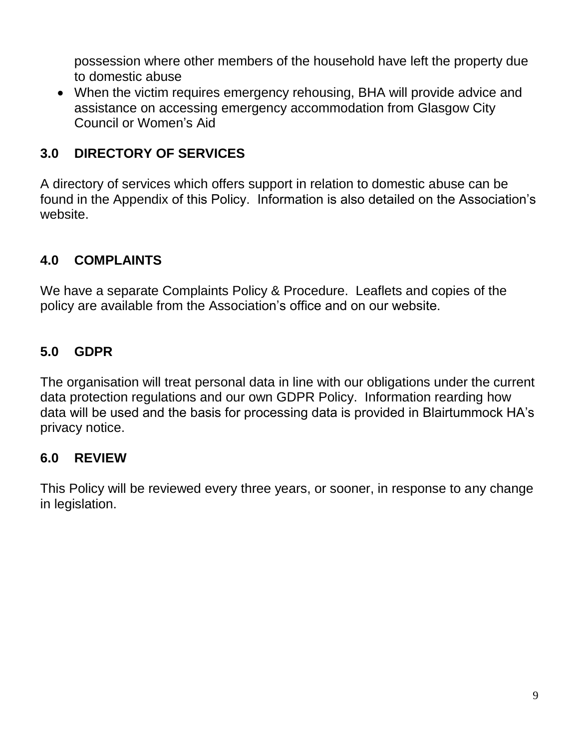possession where other members of the household have left the property due to domestic abuse

- When the victim requires emergency rehousing, BHA will provide advice and assistance on accessing emergency accommodation from Glasgow City Council or Women's Aid

## 3.0 DIRECTORY OF SERVICES

A directory of services which offers support in relation to domestic abuse can be found in the Appendix of this Policy. Information is also detailed on the Association's website.

## 4.0 COMPLAINTS

We have a separate Complaints Policy & Procedure. Leaflets and copies of the policy are available from the Association's office and on our website.

## 5.0 GDPR

The organisation will treat personal data in line with our obligations under the current data protection regulations and our own GDPR Policy. Information rearding how data will be used and the basis for processing data is provided in Blairtummock HA's privacy notice.

## 6.0 REVIEW

This Policy will be reviewed every three years, or sooner, in response to any change in legislation.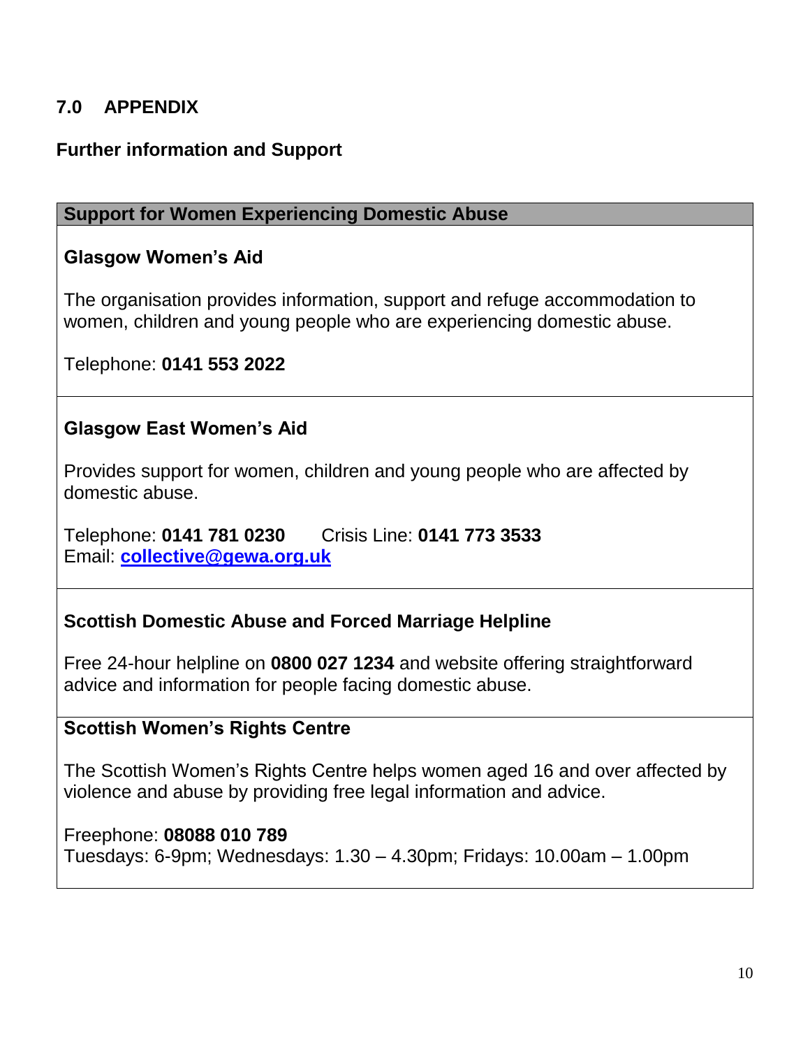## 7.0 APPENDIX

### Further information and Support

**Support for Women Experiencing Domestic Abuse**

**Glasgow Women's Aid**

The organisation provides information, support and refuge accommodation to women, children and young people who are experiencing domestic abuse.

Telephone: **0141 553 2022**

**Glasgow East Women's Aid**

Provides support for women, children and young people who are affected by domestic abuse.

Telephone: **0141 781 0230** Crisis Line: **0141 773 3533**
Email: **collective@gewa.org.uk**

**Scottish Domestic Abuse and Forced Marriage Helpline**

Free 24-hour helpline on **0800 027 1234** and website offering straightforward advice and information for people facing domestic abuse.

**Scottish Women's Rights Centre**

The Scottish Women's Rights Centre helps women aged 16 and over affected by violence and abuse by providing free legal information and advice.

Freephone: **08088 010 789**
Tuesdays: 6-9pm; Wednesdays: 1.30 – 4.30pm; Fridays: 10.00am – 1.00pm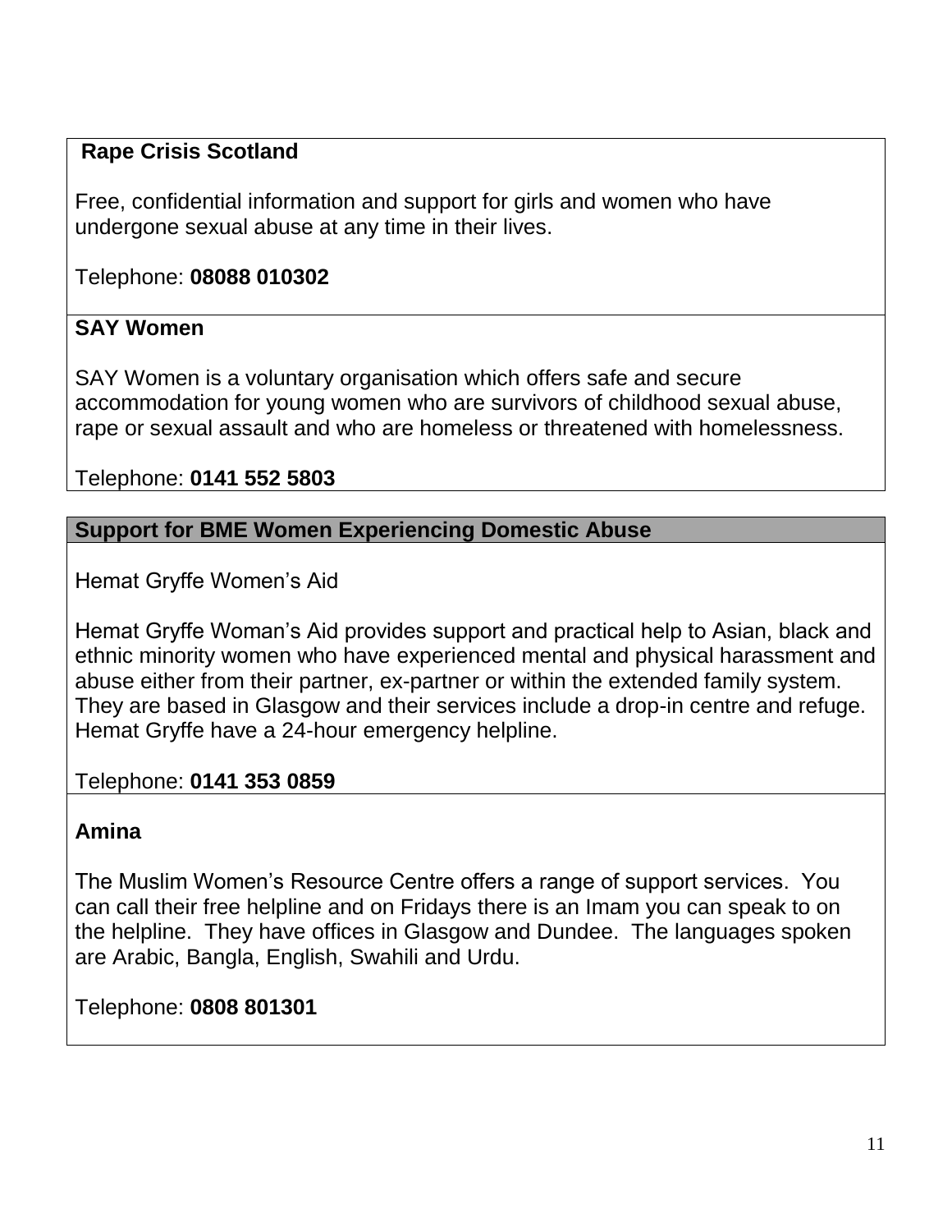**Rape Crisis Scotland**

Free, confidential information and support for girls and women who have undergone sexual abuse at any time in their lives.

Telephone: **08088 010302**

**SAY Women**

SAY Women is a voluntary organisation which offers safe and secure accommodation for young women who are survivors of childhood sexual abuse, rape or sexual assault and who are homeless or threatened with homelessness.

Telephone: **0141 552 5803**

## Support for BME Women Experiencing Domestic Abuse

Hemat Gryffe Women's Aid

Hemat Gryffe Woman's Aid provides support and practical help to Asian, black and ethnic minority women who have experienced mental and physical harassment and abuse either from their partner, ex-partner or within the extended family system. They are based in Glasgow and their services include a drop-in centre and refuge. Hemat Gryffe have a 24-hour emergency helpline.

Telephone: **0141 353 0859**

**Amina**

The Muslim Women's Resource Centre offers a range of support services. You can call their free helpline and on Fridays there is an Imam you can speak to on the helpline. They have offices in Glasgow and Dundee. The languages spoken are Arabic, Bangla, English, Swahili and Urdu.

Telephone: **0808 801301**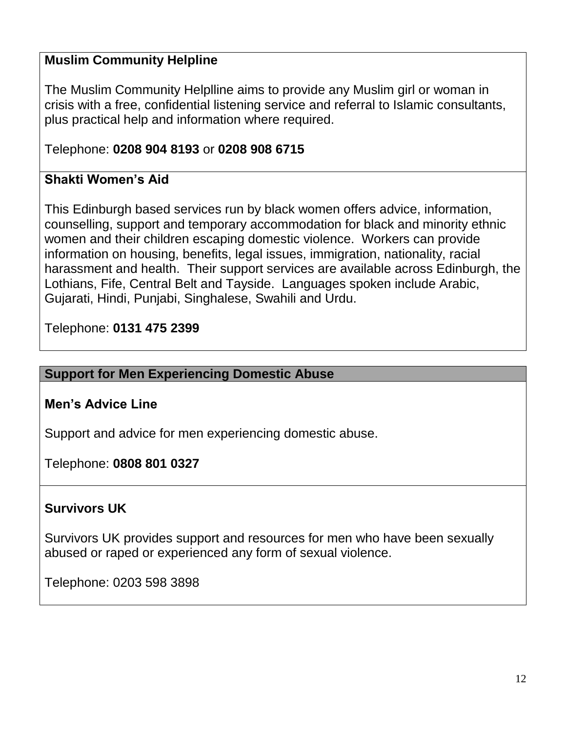**Muslim Community Helpline**

The Muslim Community Helplline aims to provide any Muslim girl or woman in crisis with a free, confidential listening service and referral to Islamic consultants, plus practical help and information where required.

Telephone: **0208 904 8193** or **0208 908 6715**

**Shakti Women's Aid**

This Edinburgh based services run by black women offers advice, information, counselling, support and temporary accommodation for black and minority ethnic women and their children escaping domestic violence. Workers can provide information on housing, benefits, legal issues, immigration, nationality, racial harassment and health. Their support services are available across Edinburgh, the Lothians, Fife, Central Belt and Tayside. Languages spoken include Arabic, Gujarati, Hindi, Punjabi, Singhalese, Swahili and Urdu.

Telephone: **0131 475 2399**

## Support for Men Experiencing Domestic Abuse

**Men's Advice Line**

Support and advice for men experiencing domestic abuse.

Telephone: **0808 801 0327**

**Survivors UK**

Survivors UK provides support and resources for men who have been sexually abused or raped or experienced any form of sexual violence.

Telephone: 0203 598 3898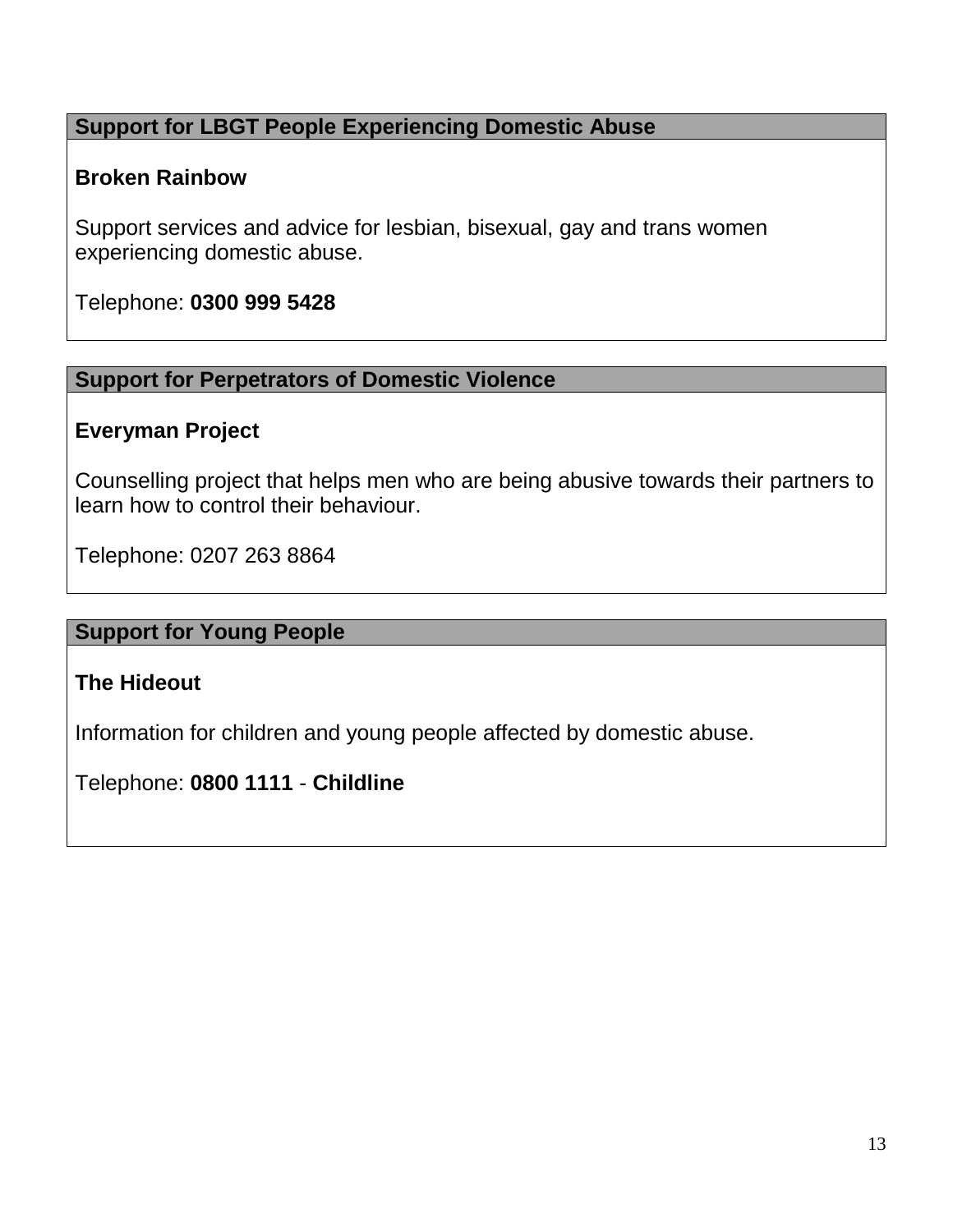## Support for LBGT People Experiencing Domestic Abuse

**Broken Rainbow**

Support services and advice for lesbian, bisexual, gay and trans women experiencing domestic abuse.

Telephone: **0300 999 5428**

## Support for Perpetrators of Domestic Violence

**Everyman Project**

Counselling project that helps men who are being abusive towards their partners to learn how to control their behaviour.

Telephone: 0207 263 8864

## Support for Young People

**The Hideout**

Information for children and young people affected by domestic abuse.

Telephone: **0800 1111** - **Childline**